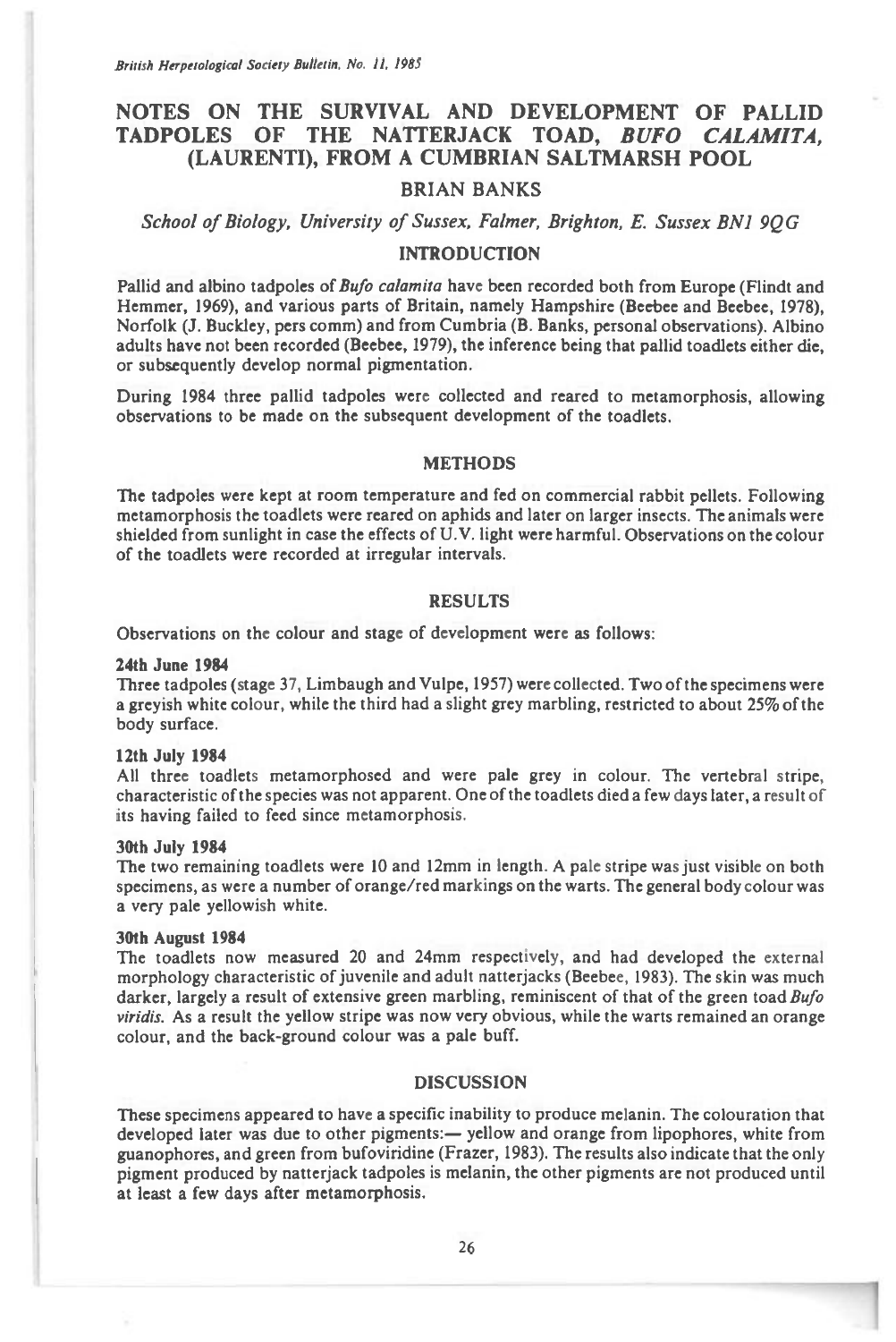# NOTES ON THE SURVIVAL AND DEVELOPMENT OF PALLID TADPOLES OF THE NATTERJACK TOAD, *BUFO CALAMITA*, (LAURENTI), FROM A CUMBRIAN SALTMARSH POOL

## BRIAN BANKS

*School of Biology, University of Sussex, Falmer, Brighton, E. Sussex BN1 9QG*

## INTRODUCTION

Pallid and albino tadpoles of *Bufo calamita* have been recorded both from Europe (Flindt and Hemmer, 1969), and various parts of Britain, namely Hampshire (Beebee and Beebee, 1978), Norfolk (J. Buckley, pers comm) and from Cumbria (B. Banks, personal observations). Albino adults have not been recorded (Beebee, 1979), the inference being that pallid toadlets either die, or subsequently develop normal pigmentation.

During 1984 three pallid tadpoles were collected and reared to metamorphosis, allowing observations to be made on the subsequent development of the toadlets.

## METHODS

The tadpoles were kept at room temperature and fed on commercial rabbit pellets. Following metamorphosis the toadlets were reared on aphids and later on larger insects. The animals were shielded from sunlight in case the effects of U.V. light were harmful. Observations on the colour of the toadlets were recorded at irregular intervals.

## RESULTS

Observations on the colour and stage of development were as follows:

**24th June 1984**

Three tadpoles (stage 37, Limbaugh and Vulpe, 1957) were collected. Two of the specimens were a greyish white colour, while the third had a slight grey marbling, restricted to about 25% of the body surface.

**12th July 1984**

All three toadlets metamorphosed and were pale grey in colour. The vertebral stripe, characteristic of the species was not apparent. One of the toadlets died a few days later, a result of its having failed to feed since metamorphosis.

**30th July 1984**

The two remaining toadlets were 10 and 12mm in length. A pale stripe was just visible on both specimens, as were a number of orange/red markings on the warts. The general body colour was a very pale yellowish white.

**30th August 1984**

The toadlets now measured 20 and 24mm respectively, and had developed the external morphology characteristic of juvenile and adult natterjacks (Beebee, 1983). The skin was much darker, largely a result of extensive green marbling, reminiscent of that of the green toad *Bufo viridis*. As a result the yellow stripe was now very obvious, while the warts remained an orange colour, and the back-ground colour was a pale buff.

## DISCUSSION

These specimens appeared to have a specific inability to produce melanin. The colouration that developed later was due to other pigments:— yellow and orange from lipophores, white from guanophores, and green from bufoviridine (Frazer, 1983). The results also indicate that the only pigment produced by natterjack tadpoles is melanin, the other pigments are not produced until at least a few days after metamorphosis.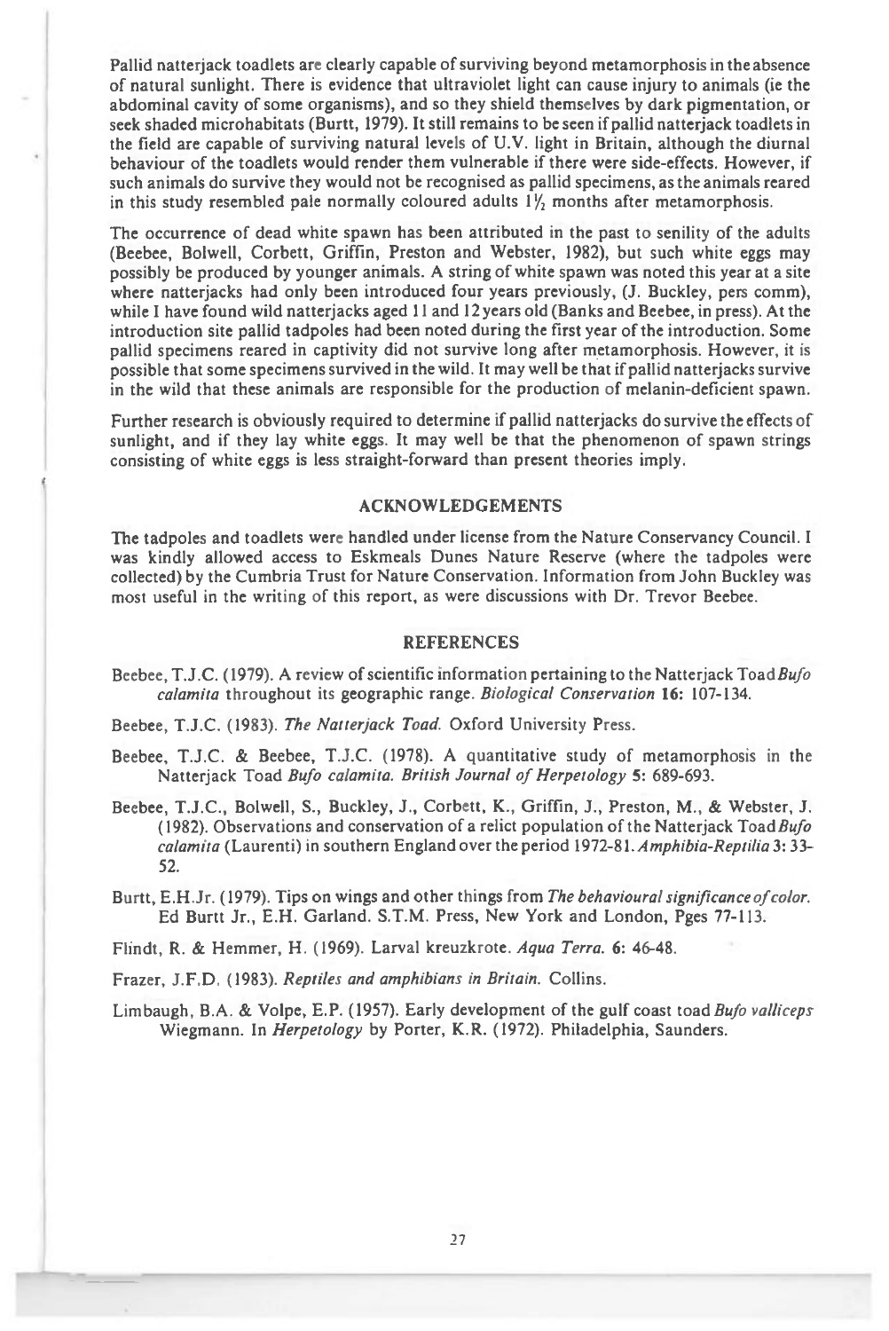Pallid natterjack toadlets are clearly capable of surviving beyond metamorphosis in the absence of natural sunlight. There is evidence that ultraviolet light can cause injury to animals (ie the abdominal cavity of some organisms), and so they shield themselves by dark pigmentation, or seek shaded microhabitats (Burtt, 1979). It still remains to be seen if pallid natterjack toadlets in the field are capable of surviving natural levels of U.V. light in Britain, although the diurnal behaviour of the toadlets would render them vulnerable if there were side-effects. However, if such animals do survive they would not be recognised as pallid specimens, as the animals reared in this study resembled pale normally coloured adults 1½ months after metamorphosis.

The occurrence of dead white spawn has been attributed in the past to senility of the adults (Beebee, Bolwell, Corbett, Griffin, Preston and Webster, 1982), but such white eggs may possibly be produced by younger animals. A string of white spawn was noted this year at a site where natterjacks had only been introduced four years previously, (J. Buckley, pers comm), while I have found wild natterjacks aged 11 and 12 years old (Banks and Beebee, in press). At the introduction site pallid tadpoles had been noted during the first year of the introduction. Some pallid specimens reared in captivity did not survive long after metamorphosis. However, it is possible that some specimens survived in the wild. It may well be that if pallid natterjacks survive in the wild that these animals are responsible for the production of melanin-deficient spawn.

Further research is obviously required to determine if pallid natterjacks do survive the effects of sunlight, and if they lay white eggs. It may well be that the phenomenon of spawn strings consisting of white eggs is less straight-forward than present theories imply.

## ACKNOWLEDGEMENTS

The tadpoles and toadlets were handled under license from the Nature Conservancy Council. I was kindly allowed access to Eskmeals Dunes Nature Reserve (where the tadpoles were collected) by the Cumbria Trust for Nature Conservation. Information from John Buckley was most useful in the writing of this report, as were discussions with Dr. Trevor Beebee.

## REFERENCES

Beebee, T.J.C. (1979). A review of scientific information pertaining to the Natterjack Toad *Bufo calamita* throughout its geographic range. *Biological Conservation* **16:** 107-134.

Beebee, T.J.C. (1983). *The Natterjack Toad.* Oxford University Press.

Beebee, T.J.C. & Beebee, T.J.C. (1978). A quantitative study of metamorphosis in the Natterjack Toad *Bufo calamita. British Journal of Herpetology* **5:** 689-693.

Beebee, T.J.C., Bolwell, S., Buckley, J., Corbett, K., Griffin, J., Preston, M., & Webster, J. (1982). Observations and conservation of a relict population of the Natterjack Toad *Bufo calamita* (Laurenti) in southern England over the period 1972-81. *Amphibia-Reptilia* **3:** 33-52.

Burtt, E.H.Jr. (1979). Tips on wings and other things from *The behavioural significance of color.* Ed Burtt Jr., E.H. Garland. S.T.M. Press, New York and London, Pges 77-113.

Flindt, R. & Hemmer, H. (1969). Larval kreuzkrote. *Aqua Terra.* **6:** 46-48.

Frazer, J.F.D. (1983). *Reptiles and amphibians in Britain.* Collins.

Limbaugh, B.A. & Volpe, E.P. (1957). Early development of the gulf coast toad *Bufo valliceps* Wiegmann. In *Herpetology* by Porter, K.R. (1972). Philadelphia, Saunders.